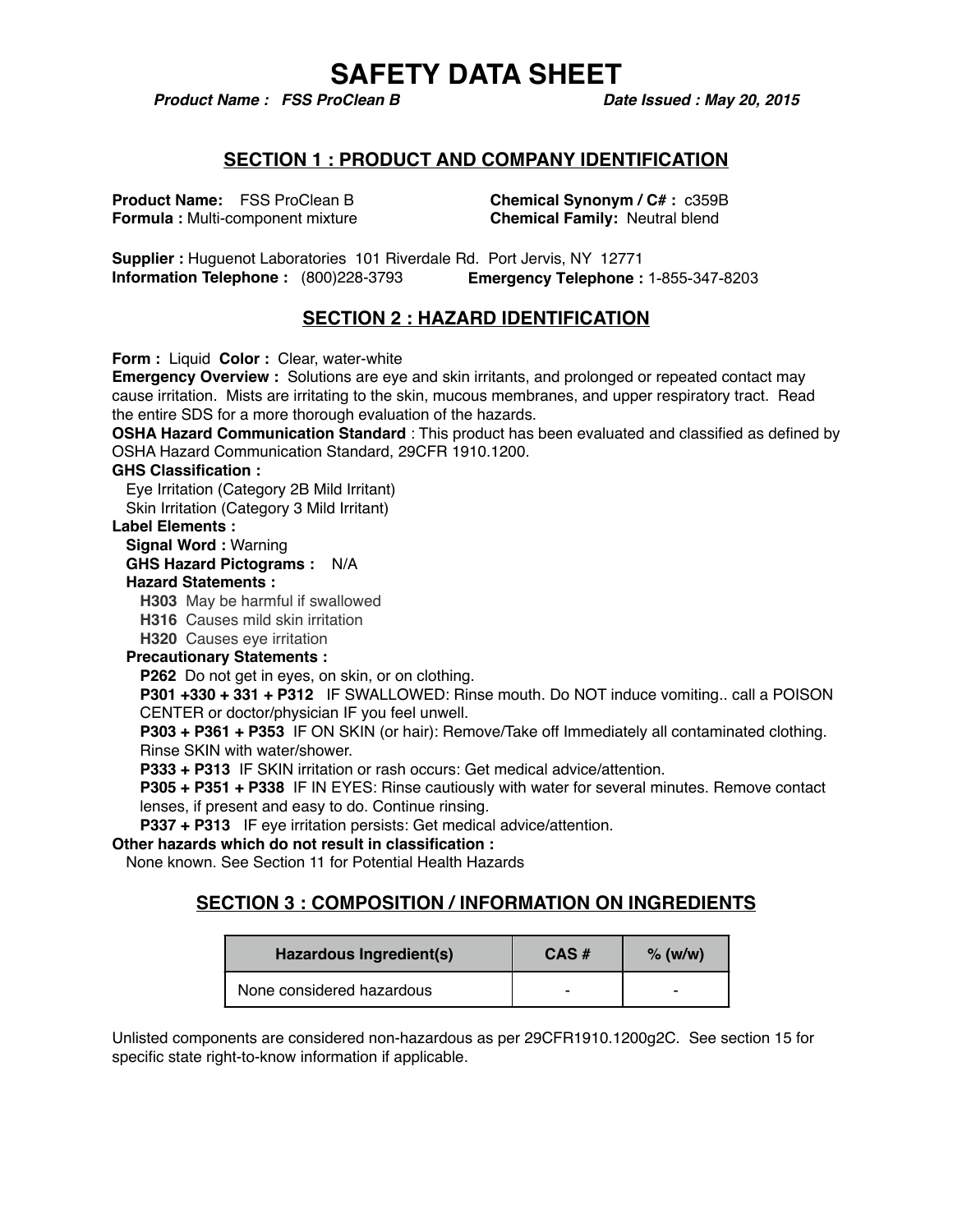# SAFETY DATA SHEET

***Product Name : FSS ProClean B*** ***Date Issued : May 20, 2015***

## SECTION 1 : PRODUCT AND COMPANY IDENTIFICATION

**Product Name:** FSS ProClean B
**Formula :** Multi-component mixture

**Chemical Synonym / C# :** c359B
**Chemical Family:** Neutral blend

**Supplier :** Huguenot Laboratories 101 Riverdale Rd. Port Jervis, NY 12771
**Information Telephone :** (800)228-3793 **Emergency Telephone :** 1-855-347-8203

## SECTION 2 : HAZARD IDENTIFICATION

**Form :** Liquid **Color :** Clear, water-white

**Emergency Overview :** Solutions are eye and skin irritants, and prolonged or repeated contact may cause irritation. Mists are irritating to the skin, mucous membranes, and upper respiratory tract. Read the entire SDS for a more thorough evaluation of the hazards.

**OSHA Hazard Communication Standard** : This product has been evaluated and classified as defined by OSHA Hazard Communication Standard, 29CFR 1910.1200.

**GHS Classification :**

- Eye Irritation (Category 2B Mild Irritant)
- Skin Irritation (Category 3 Mild Irritant)

**Label Elements :**

**Signal Word :** Warning

**GHS Hazard Pictograms :** N/A

**Hazard Statements :**

- **H303** May be harmful if swallowed
- **H316** Causes mild skin irritation
- **H320** Causes eye irritation

**Precautionary Statements :**

- **P262** Do not get in eyes, on skin, or on clothing.
- **P301 +330 + 331 + P312** IF SWALLOWED: Rinse mouth. Do NOT induce vomiting.. call a POISON CENTER or doctor/physician IF you feel unwell.
- **P303 + P361 + P353** IF ON SKIN (or hair): Remove/Take off Immediately all contaminated clothing. Rinse SKIN with water/shower.
- **P333 + P313** IF SKIN irritation or rash occurs: Get medical advice/attention.
- **P305 + P351 + P338** IF IN EYES: Rinse cautiously with water for several minutes. Remove contact lenses, if present and easy to do. Continue rinsing.
- **P337 + P313** IF eye irritation persists: Get medical advice/attention.

**Other hazards which do not result in classification :**

None known. See Section 11 for Potential Health Hazards

## SECTION 3 : COMPOSITION / INFORMATION ON INGREDIENTS

| Hazardous Ingredient(s) | CAS # | % (w/w) |
|---|---|---|
| None considered hazardous | - | - |

Unlisted components are considered non-hazardous as per 29CFR1910.1200g2C. See section 15 for specific state right-to-know information if applicable.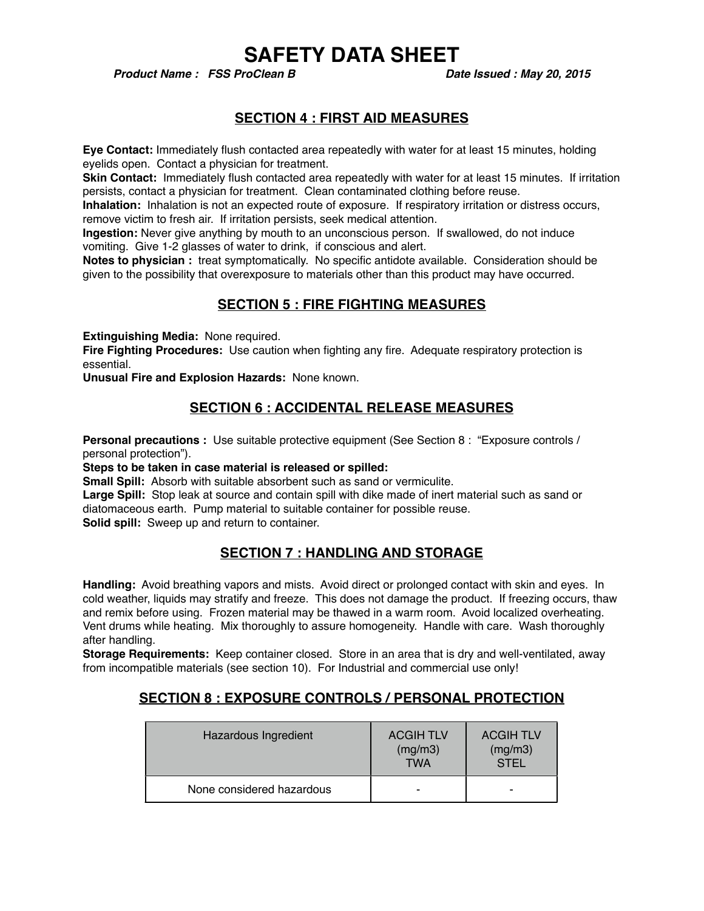# SAFETY DATA SHEET

***Product Name : FSS ProClean B*** ***Date Issued : May 20, 2015***

## SECTION 4 : FIRST AID MEASURES

**Eye Contact:** Immediately flush contacted area repeatedly with water for at least 15 minutes, holding eyelids open. Contact a physician for treatment.
**Skin Contact:** Immediately flush contacted area repeatedly with water for at least 15 minutes. If irritation persists, contact a physician for treatment. Clean contaminated clothing before reuse.
**Inhalation:** Inhalation is not an expected route of exposure. If respiratory irritation or distress occurs, remove victim to fresh air. If irritation persists, seek medical attention.
**Ingestion:** Never give anything by mouth to an unconscious person. If swallowed, do not induce vomiting. Give 1-2 glasses of water to drink, if conscious and alert.
**Notes to physician :** treat symptomatically. No specific antidote available. Consideration should be given to the possibility that overexposure to materials other than this product may have occurred.

## SECTION 5 : FIRE FIGHTING MEASURES

**Extinguishing Media:** None required.
**Fire Fighting Procedures:** Use caution when fighting any fire. Adequate respiratory protection is essential.
**Unusual Fire and Explosion Hazards:** None known.

## SECTION 6 : ACCIDENTAL RELEASE MEASURES

**Personal precautions :** Use suitable protective equipment (See Section 8 : "Exposure controls / personal protection").
**Steps to be taken in case material is released or spilled:**
**Small Spill:** Absorb with suitable absorbent such as sand or vermiculite.
**Large Spill:** Stop leak at source and contain spill with dike made of inert material such as sand or diatomaceous earth. Pump material to suitable container for possible reuse.
**Solid spill:** Sweep up and return to container.

## SECTION 7 : HANDLING AND STORAGE

**Handling:** Avoid breathing vapors and mists. Avoid direct or prolonged contact with skin and eyes. In cold weather, liquids may stratify and freeze. This does not damage the product. If freezing occurs, thaw and remix before using. Frozen material may be thawed in a warm room. Avoid localized overheating. Vent drums while heating. Mix thoroughly to assure homogeneity. Handle with care. Wash thoroughly after handling.
**Storage Requirements:** Keep container closed. Store in an area that is dry and well-ventilated, away from incompatible materials (see section 10). For Industrial and commercial use only!

## SECTION 8 : EXPOSURE CONTROLS / PERSONAL PROTECTION

| Hazardous Ingredient | ACGIH TLV (mg/m3) TWA | ACGIH TLV (mg/m3) STEL |
|---|---|---|
| None considered hazardous | - | - |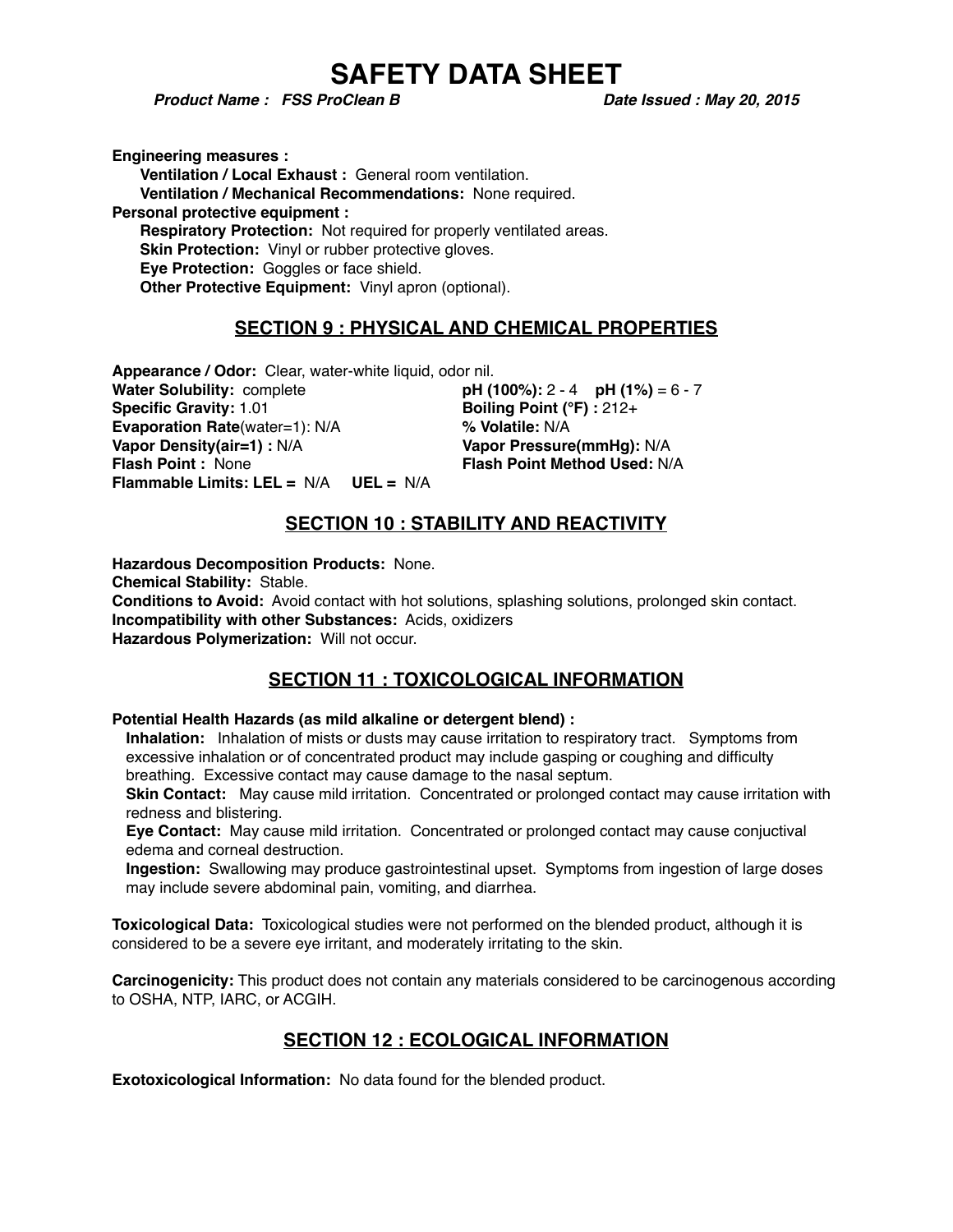**Engineering measures :**

**Ventilation / Local Exhaust :** General room ventilation.

**Ventilation / Mechanical Recommendations:** None required.

**Personal protective equipment :**

**Respiratory Protection:** Not required for properly ventilated areas.

**Skin Protection:** Vinyl or rubber protective gloves.

**Eye Protection:** Goggles or face shield.

**Other Protective Equipment:** Vinyl apron (optional).

## SECTION 9 : PHYSICAL AND CHEMICAL PROPERTIES

**Appearance / Odor:** Clear, water-white liquid, odor nil.

**Water Solubility:** complete

**pH (100%):** 2 - 4 **pH (1%)** = 6 - 7

**Specific Gravity:** 1.01

**Boiling Point (°F) :** 212+

**Evaporation Rate**(water=1): N/A

**% Volatile:** N/A

**Vapor Density(air=1) :** N/A

**Vapor Pressure(mmHg):** N/A

**Flash Point :** None

**Flash Point Method Used:** N/A

**Flammable Limits: LEL =** N/A **UEL =** N/A

## SECTION 10 : STABILITY AND REACTIVITY

**Hazardous Decomposition Products:** None.

**Chemical Stability:** Stable.

**Conditions to Avoid:** Avoid contact with hot solutions, splashing solutions, prolonged skin contact.

**Incompatibility with other Substances:** Acids, oxidizers

**Hazardous Polymerization:** Will not occur.

## SECTION 11 : TOXICOLOGICAL INFORMATION

**Potential Health Hazards (as mild alkaline or detergent blend) :**

**Inhalation:** Inhalation of mists or dusts may cause irritation to respiratory tract. Symptoms from excessive inhalation or of concentrated product may include gasping or coughing and difficulty breathing. Excessive contact may cause damage to the nasal septum.

**Skin Contact:** May cause mild irritation. Concentrated or prolonged contact may cause irritation with redness and blistering.

**Eye Contact:** May cause mild irritation. Concentrated or prolonged contact may cause conjuctival edema and corneal destruction.

**Ingestion:** Swallowing may produce gastrointestinal upset. Symptoms from ingestion of large doses may include severe abdominal pain, vomiting, and diarrhea.

**Toxicological Data:** Toxicological studies were not performed on the blended product, although it is considered to be a severe eye irritant, and moderately irritating to the skin.

**Carcinogenicity:** This product does not contain any materials considered to be carcinogenous according to OSHA, NTP, IARC, or ACGIH.

## SECTION 12 : ECOLOGICAL INFORMATION

**Exotoxicological Information:** No data found for the blended product.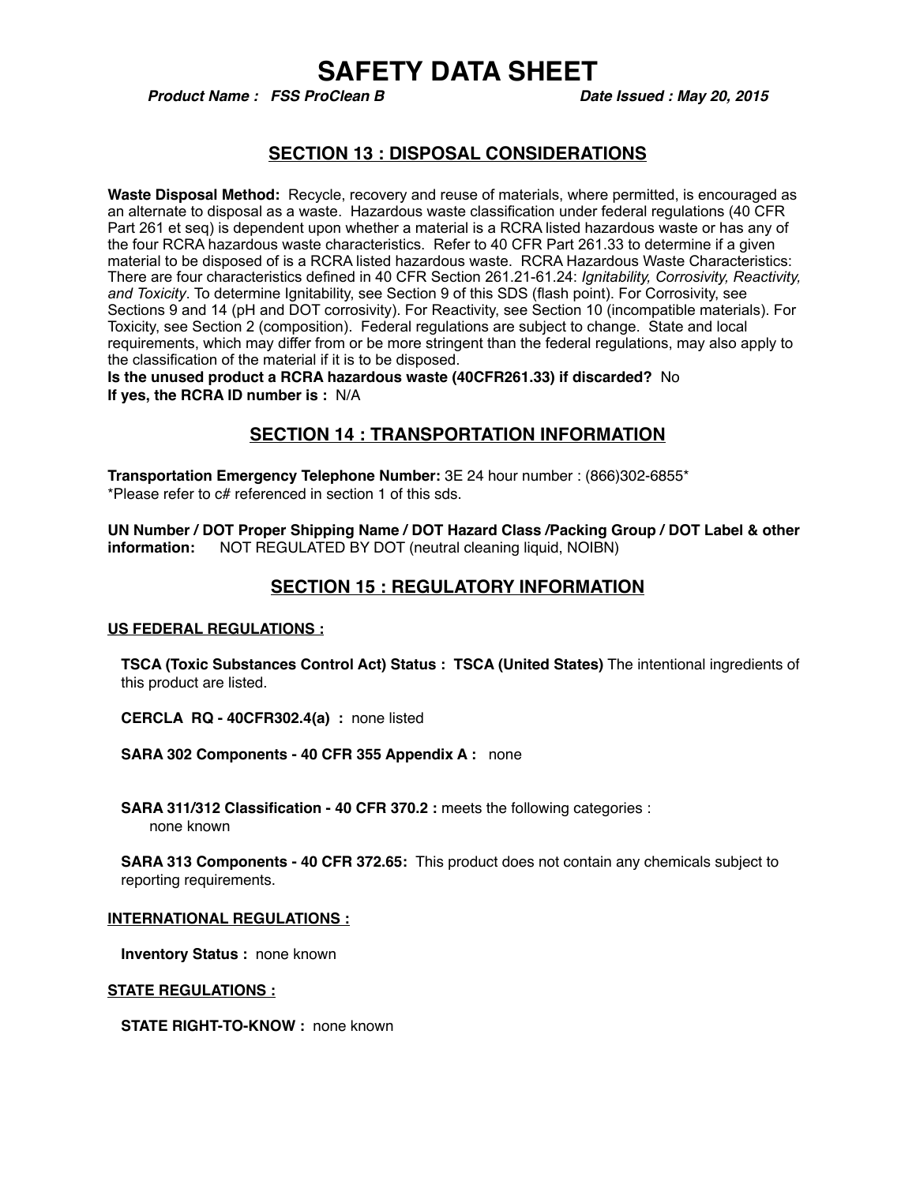# SAFETY DATA SHEET

***Product Name : FSS ProClean B*** ***Date Issued : May 20, 2015***

## SECTION 13 : DISPOSAL CONSIDERATIONS

**Waste Disposal Method:** Recycle, recovery and reuse of materials, where permitted, is encouraged as an alternate to disposal as a waste. Hazardous waste classification under federal regulations (40 CFR Part 261 et seq) is dependent upon whether a material is a RCRA listed hazardous waste or has any of the four RCRA hazardous waste characteristics. Refer to 40 CFR Part 261.33 to determine if a given material to be disposed of is a RCRA listed hazardous waste. RCRA Hazardous Waste Characteristics: There are four characteristics defined in 40 CFR Section 261.21-61.24: *Ignitability, Corrosivity, Reactivity, and Toxicity*. To determine Ignitability, see Section 9 of this SDS (flash point). For Corrosivity, see Sections 9 and 14 (pH and DOT corrosivity). For Reactivity, see Section 10 (incompatible materials). For Toxicity, see Section 2 (composition). Federal regulations are subject to change. State and local requirements, which may differ from or be more stringent than the federal regulations, may also apply to the classification of the material if it is to be disposed.

**Is the unused product a RCRA hazardous waste (40CFR261.33) if discarded?** No

**If yes, the RCRA ID number is :** N/A

## SECTION 14 : TRANSPORTATION INFORMATION

**Transportation Emergency Telephone Number:** 3E 24 hour number : (866)302-6855*

*Please refer to c# referenced in section 1 of this sds.

**UN Number / DOT Proper Shipping Name / DOT Hazard Class /Packing Group / DOT Label & other information:** NOT REGULATED BY DOT (neutral cleaning liquid, NOIBN)

## SECTION 15 : REGULATORY INFORMATION

### US FEDERAL REGULATIONS :

**TSCA (Toxic Substances Control Act) Status : TSCA (United States)** The intentional ingredients of this product are listed.

**CERCLA RQ - 40CFR302.4(a) :** none listed

**SARA 302 Components - 40 CFR 355 Appendix A :** none

**SARA 311/312 Classification - 40 CFR 370.2 :** meets the following categories :
none known

**SARA 313 Components - 40 CFR 372.65:** This product does not contain any chemicals subject to reporting requirements.

### INTERNATIONAL REGULATIONS :

**Inventory Status :** none known

### STATE REGULATIONS :

**STATE RIGHT-TO-KNOW :** none known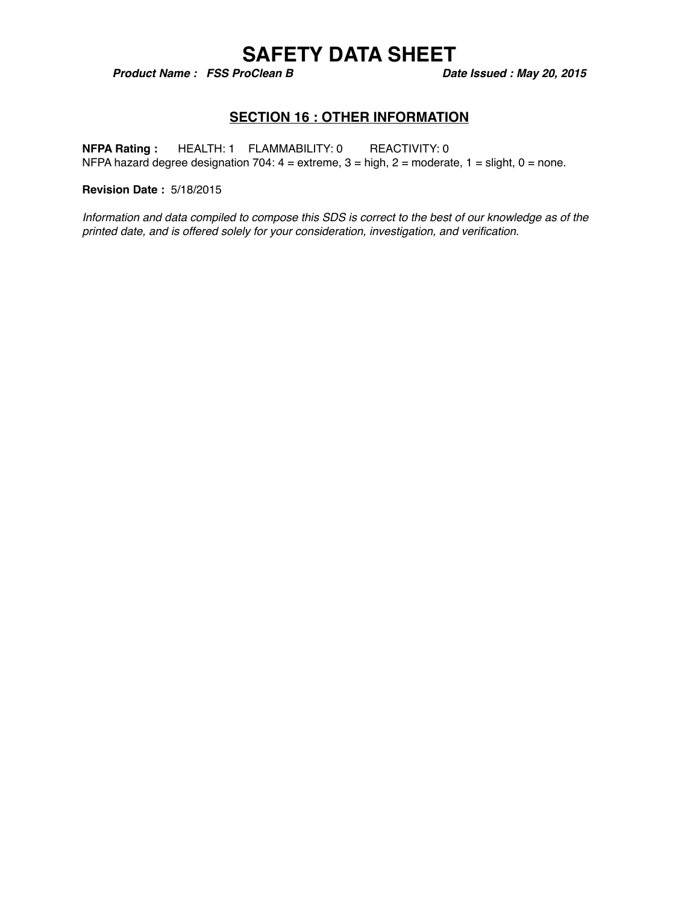# SAFETY DATA SHEET

***Product Name : FSS ProClean B*** ***Date Issued : May 20, 2015***

## SECTION 16 : OTHER INFORMATION

**NFPA Rating :** HEALTH: 1 FLAMMABILITY: 0 REACTIVITY: 0
NFPA hazard degree designation 704: 4 = extreme, 3 = high, 2 = moderate, 1 = slight, 0 = none.

**Revision Date :** 5/18/2015

*Information and data compiled to compose this SDS is correct to the best of our knowledge as of the printed date, and is offered solely for your consideration, investigation, and verification.*